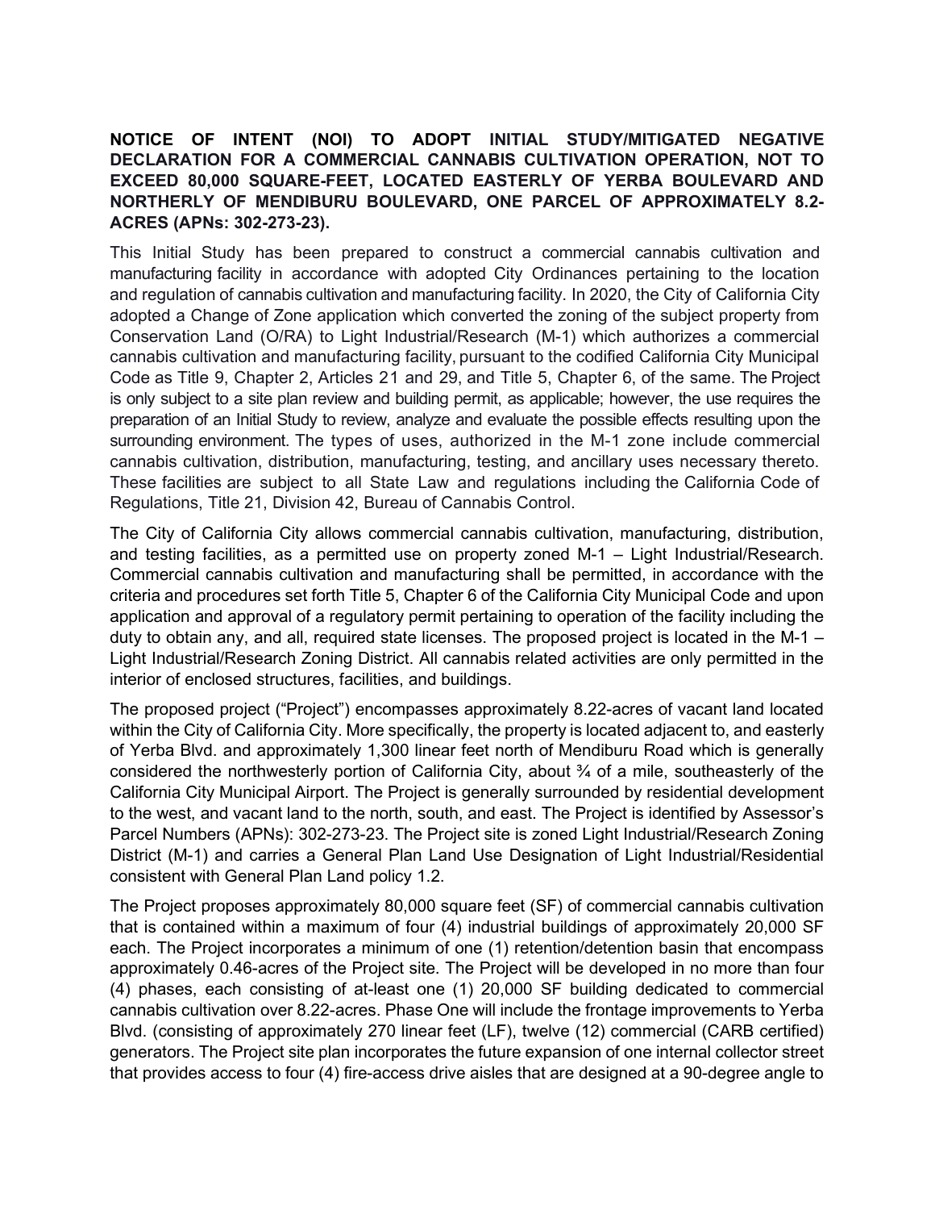**NOTICE OF INTENT (NOI) TO ADOPT INITIAL STUDY/MITIGATED NEGATIVE DECLARATION FOR A COMMERCIAL CANNABIS CULTIVATION OPERATION, NOT TO EXCEED 80,000 SQUARE-FEET, LOCATED EASTERLY OF YERBA BOULEVARD AND NORTHERLY OF MENDIBURU BOULEVARD, ONE PARCEL OF APPROXIMATELY 8.2-ACRES (APNs: 302-273-23).**

This Initial Study has been prepared to construct a commercial cannabis cultivation and manufacturing facility in accordance with adopted City Ordinances pertaining to the location and regulation of cannabis cultivation and manufacturing facility. In 2020, the City of California City adopted a Change of Zone application which converted the zoning of the subject property from Conservation Land (O/RA) to Light Industrial/Research (M-1) which authorizes a commercial cannabis cultivation and manufacturing facility, pursuant to the codified California City Municipal Code as Title 9, Chapter 2, Articles 21 and 29, and Title 5, Chapter 6, of the same. The Project is only subject to a site plan review and building permit, as applicable; however, the use requires the preparation of an Initial Study to review, analyze and evaluate the possible effects resulting upon the surrounding environment. The types of uses, authorized in the M-1 zone include commercial cannabis cultivation, distribution, manufacturing, testing, and ancillary uses necessary thereto. These facilities are subject to all State Law and regulations including the California Code of Regulations, Title 21, Division 42, Bureau of Cannabis Control.

The City of California City allows commercial cannabis cultivation, manufacturing, distribution, and testing facilities, as a permitted use on property zoned M-1 – Light Industrial/Research. Commercial cannabis cultivation and manufacturing shall be permitted, in accordance with the criteria and procedures set forth Title 5, Chapter 6 of the California City Municipal Code and upon application and approval of a regulatory permit pertaining to operation of the facility including the duty to obtain any, and all, required state licenses. The proposed project is located in the M-1 – Light Industrial/Research Zoning District. All cannabis related activities are only permitted in the interior of enclosed structures, facilities, and buildings.

The proposed project ("Project") encompasses approximately 8.22-acres of vacant land located within the City of California City. More specifically, the property is located adjacent to, and easterly of Yerba Blvd. and approximately 1,300 linear feet north of Mendiburu Road which is generally considered the northwesterly portion of California City, about ¾ of a mile, southeasterly of the California City Municipal Airport. The Project is generally surrounded by residential development to the west, and vacant land to the north, south, and east. The Project is identified by Assessor's Parcel Numbers (APNs): 302-273-23. The Project site is zoned Light Industrial/Research Zoning District (M-1) and carries a General Plan Land Use Designation of Light Industrial/Residential consistent with General Plan Land policy 1.2.

The Project proposes approximately 80,000 square feet (SF) of commercial cannabis cultivation that is contained within a maximum of four (4) industrial buildings of approximately 20,000 SF each. The Project incorporates a minimum of one (1) retention/detention basin that encompass approximately 0.46-acres of the Project site. The Project will be developed in no more than four (4) phases, each consisting of at-least one (1) 20,000 SF building dedicated to commercial cannabis cultivation over 8.22-acres. Phase One will include the frontage improvements to Yerba Blvd. (consisting of approximately 270 linear feet (LF), twelve (12) commercial (CARB certified) generators. The Project site plan incorporates the future expansion of one internal collector street that provides access to four (4) fire-access drive aisles that are designed at a 90-degree angle to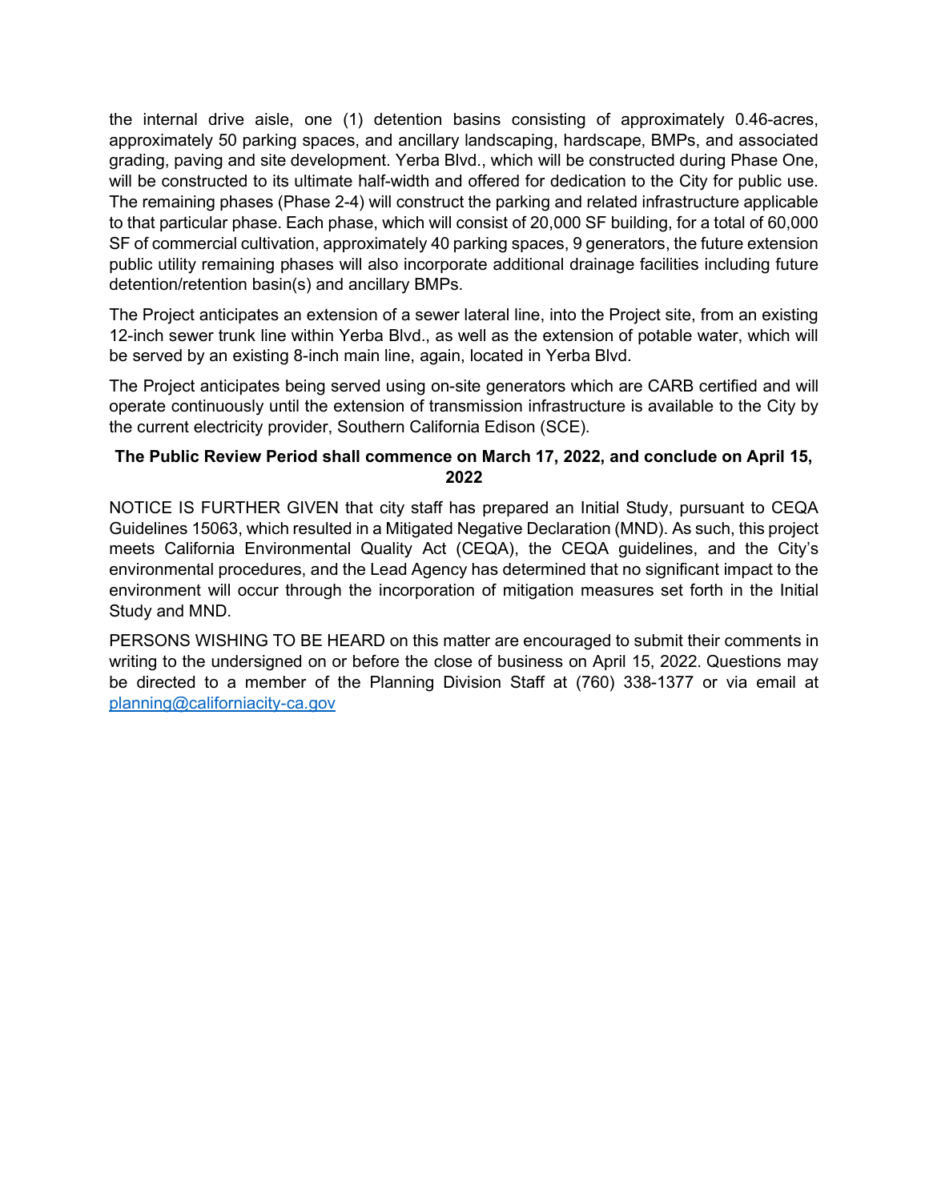the internal drive aisle, one (1) detention basins consisting of approximately 0.46-acres, approximately 50 parking spaces, and ancillary landscaping, hardscape, BMPs, and associated grading, paving and site development. Yerba Blvd., which will be constructed during Phase One, will be constructed to its ultimate half-width and offered for dedication to the City for public use. The remaining phases (Phase 2-4) will construct the parking and related infrastructure applicable to that particular phase. Each phase, which will consist of 20,000 SF building, for a total of 60,000 SF of commercial cultivation, approximately 40 parking spaces, 9 generators, the future extension public utility remaining phases will also incorporate additional drainage facilities including future detention/retention basin(s) and ancillary BMPs.

The Project anticipates an extension of a sewer lateral line, into the Project site, from an existing 12-inch sewer trunk line within Yerba Blvd., as well as the extension of potable water, which will be served by an existing 8-inch main line, again, located in Yerba Blvd.

The Project anticipates being served using on-site generators which are CARB certified and will operate continuously until the extension of transmission infrastructure is available to the City by the current electricity provider, Southern California Edison (SCE).

**The Public Review Period shall commence on March 17, 2022, and conclude on April 15, 2022**

NOTICE IS FURTHER GIVEN that city staff has prepared an Initial Study, pursuant to CEQA Guidelines 15063, which resulted in a Mitigated Negative Declaration (MND). As such, this project meets California Environmental Quality Act (CEQA), the CEQA guidelines, and the City's environmental procedures, and the Lead Agency has determined that no significant impact to the environment will occur through the incorporation of mitigation measures set forth in the Initial Study and MND.

PERSONS WISHING TO BE HEARD on this matter are encouraged to submit their comments in writing to the undersigned on or before the close of business on April 15, 2022. Questions may be directed to a member of the Planning Division Staff at (760) 338-1377 or via email at [planning@californiacity-ca.gov](mailto:planning@californiacity-ca.gov)